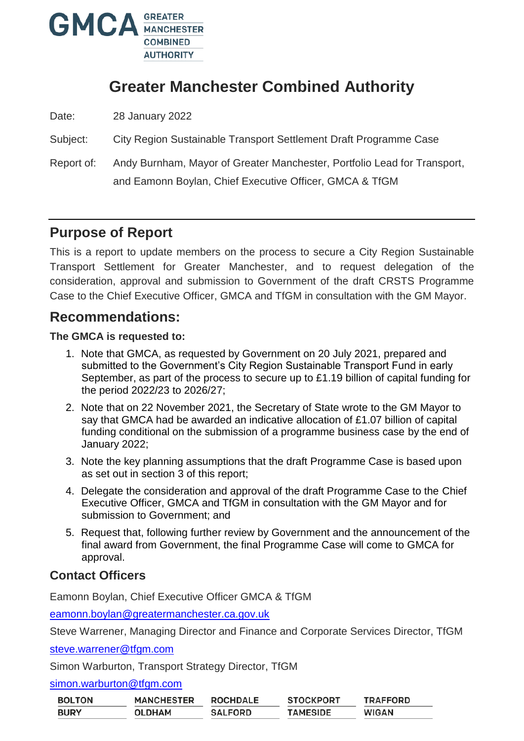GMCA GREATER MANCHESTER COMBINED AUTHORITY

# Greater Manchester Combined Authority

Date: 28 January 2022

Subject: City Region Sustainable Transport Settlement Draft Programme Case

Report of: Andy Burnham, Mayor of Greater Manchester, Portfolio Lead for Transport, and Eamonn Boylan, Chief Executive Officer, GMCA & TfGM

## Purpose of Report

This is a report to update members on the process to secure a City Region Sustainable Transport Settlement for Greater Manchester, and to request delegation of the consideration, approval and submission to Government of the draft CRSTS Programme Case to the Chief Executive Officer, GMCA and TfGM in consultation with the GM Mayor.

## Recommendations:

**The GMCA is requested to:**

1. Note that GMCA, as requested by Government on 20 July 2021, prepared and submitted to the Government's City Region Sustainable Transport Fund in early September, as part of the process to secure up to £1.19 billion of capital funding for the period 2022/23 to 2026/27;
2. Note that on 22 November 2021, the Secretary of State wrote to the GM Mayor to say that GMCA had be awarded an indicative allocation of £1.07 billion of capital funding conditional on the submission of a programme business case by the end of January 2022;
3. Note the key planning assumptions that the draft Programme Case is based upon as set out in section 3 of this report;
4. Delegate the consideration and approval of the draft Programme Case to the Chief Executive Officer, GMCA and TfGM in consultation with the GM Mayor and for submission to Government; and
5. Request that, following further review by Government and the announcement of the final award from Government, the final Programme Case will come to GMCA for approval.

## Contact Officers

Eamonn Boylan, Chief Executive Officer GMCA & TfGM

eamonn.boylan@greatermanchester.ca.gov.uk

Steve Warrener, Managing Director and Finance and Corporate Services Director, TfGM

steve.warrener@tfgm.com

Simon Warburton, Transport Strategy Director, TfGM

simon.warburton@tfgm.com

| BOLTON | MANCHESTER | ROCHDALE | STOCKPORT | TRAFFORD |
|---|---|---|---|---|
| BURY | OLDHAM | SALFORD | TAMESIDE | WIGAN |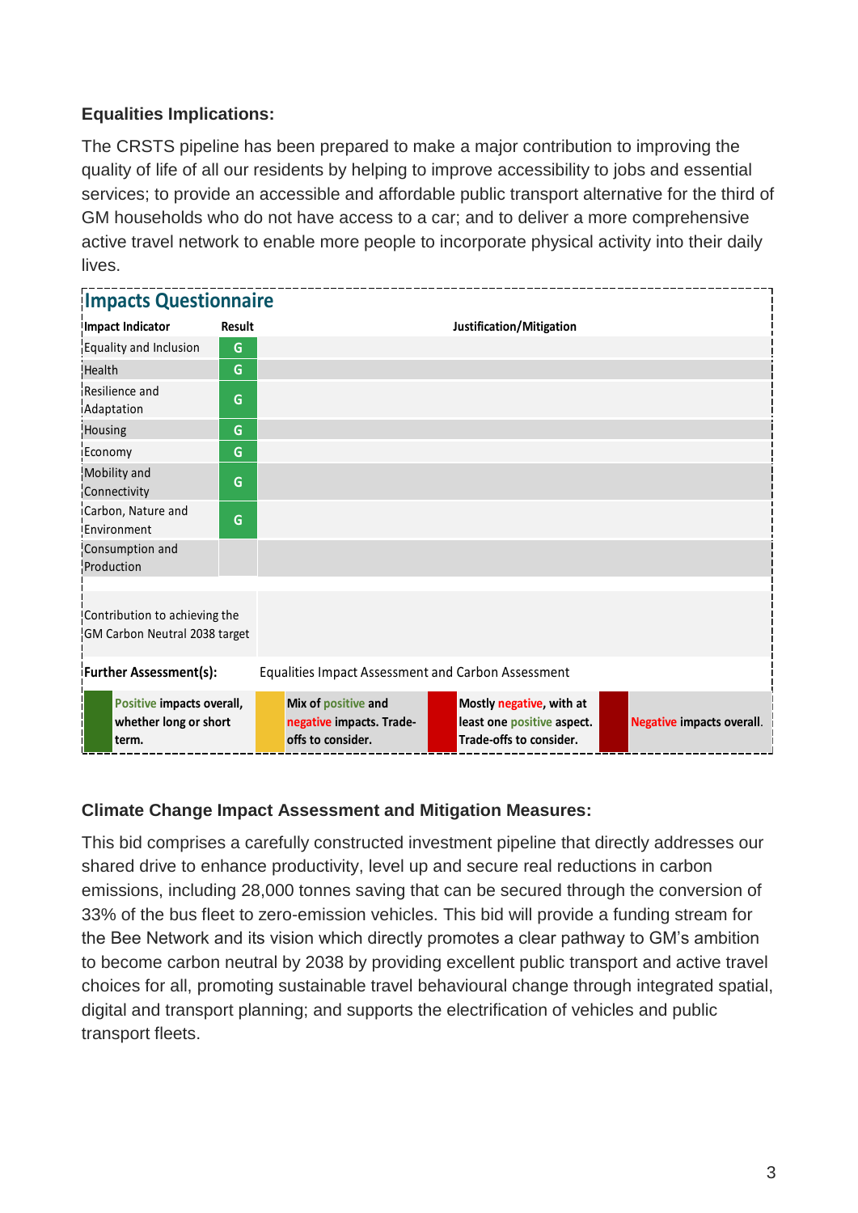**Equalities Implications:**

The CRSTS pipeline has been prepared to make a major contribution to improving the quality of life of all our residents by helping to improve accessibility to jobs and essential services; to provide an accessible and affordable public transport alternative for the third of GM households who do not have access to a car; and to deliver a more comprehensive active travel network to enable more people to incorporate physical activity into their daily lives.

## Impacts Questionnaire

| Impact Indicator | Result | Justification/Mitigation |
|---|---|---|
| Equality and Inclusion | G | |
| Health | G | |
| Resilience and Adaptation | G | |
| Housing | G | |
| Economy | G | |
| Mobility and Connectivity | G | |
| Carbon, Nature and Environment | G | |
| Consumption and Production | | |
| Contribution to achieving the GM Carbon Neutral 2038 target | | |
| **Further Assessment(s):** | Equalities Impact Assessment and Carbon Assessment | |

| Key | Description |
|---|---|
| Green | Positive impacts overall, whether long or short term. |
| Amber | Mix of positive and negative impacts. Trade-offs to consider. |
| Red | Mostly negative, with at least one positive aspect. Trade-offs to consider. |
| Dark red | Negative impacts overall. |

**Climate Change Impact Assessment and Mitigation Measures:**

This bid comprises a carefully constructed investment pipeline that directly addresses our shared drive to enhance productivity, level up and secure real reductions in carbon emissions, including 28,000 tonnes saving that can be secured through the conversion of 33% of the bus fleet to zero-emission vehicles. This bid will provide a funding stream for the Bee Network and its vision which directly promotes a clear pathway to GM's ambition to become carbon neutral by 2038 by providing excellent public transport and active travel choices for all, promoting sustainable travel behavioural change through integrated spatial, digital and transport planning; and supports the electrification of vehicles and public transport fleets.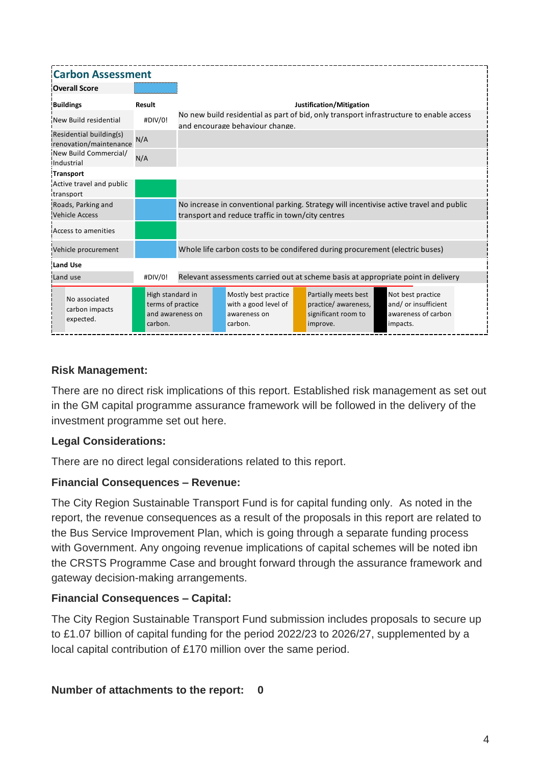## Carbon Assessment

| Overall Score | | |
|---|---|---|
| **Buildings** | **Result** | **Justification/Mitigation** |
| New Build residential | #DIV/0! | No new build residential as part of bid, only transport infrastructure to enable access and encourage behaviour change. |
| Residential building(s) renovation/maintenance | N/A | |
| New Build Commercial/ Industrial | N/A | |
| **Transport** | | |
| Active travel and public transport | | |
| Roads, Parking and Vehicle Access | | No increase in conventional parking. Strategy will incentivise active travel and public transport and reduce traffic in town/city centres |
| Access to amenities | | |
| Vehicle procurement | | Whole life carbon costs to be condifered during procurement (electric buses) |
| **Land Use** | | |
| Land use | #DIV/0! | Relevant assessments carried out at scheme basis at appropriate point in delivery |

| No associated carbon impacts expected. | High standard in terms of practice and awareness on carbon. | Mostly best practice with a good level of awareness on carbon. | Partially meets best practice/ awareness, significant room to improve. | Not best practice and/ or insufficient awareness of carbon impacts. |
|---|---|---|---|---|

### Risk Management:

There are no direct risk implications of this report. Established risk management as set out in the GM capital programme assurance framework will be followed in the delivery of the investment programme set out here.

### Legal Considerations:

There are no direct legal considerations related to this report.

### Financial Consequences – Revenue:

The City Region Sustainable Transport Fund is for capital funding only. As noted in the report, the revenue consequences as a result of the proposals in this report are related to the Bus Service Improvement Plan, which is going through a separate funding process with Government. Any ongoing revenue implications of capital schemes will be noted ibn the CRSTS Programme Case and brought forward through the assurance framework and gateway decision-making arrangements.

### Financial Consequences – Capital:

The City Region Sustainable Transport Fund submission includes proposals to secure up to £1.07 billion of capital funding for the period 2022/23 to 2026/27, supplemented by a local capital contribution of £170 million over the same period.

**Number of attachments to the report: 0**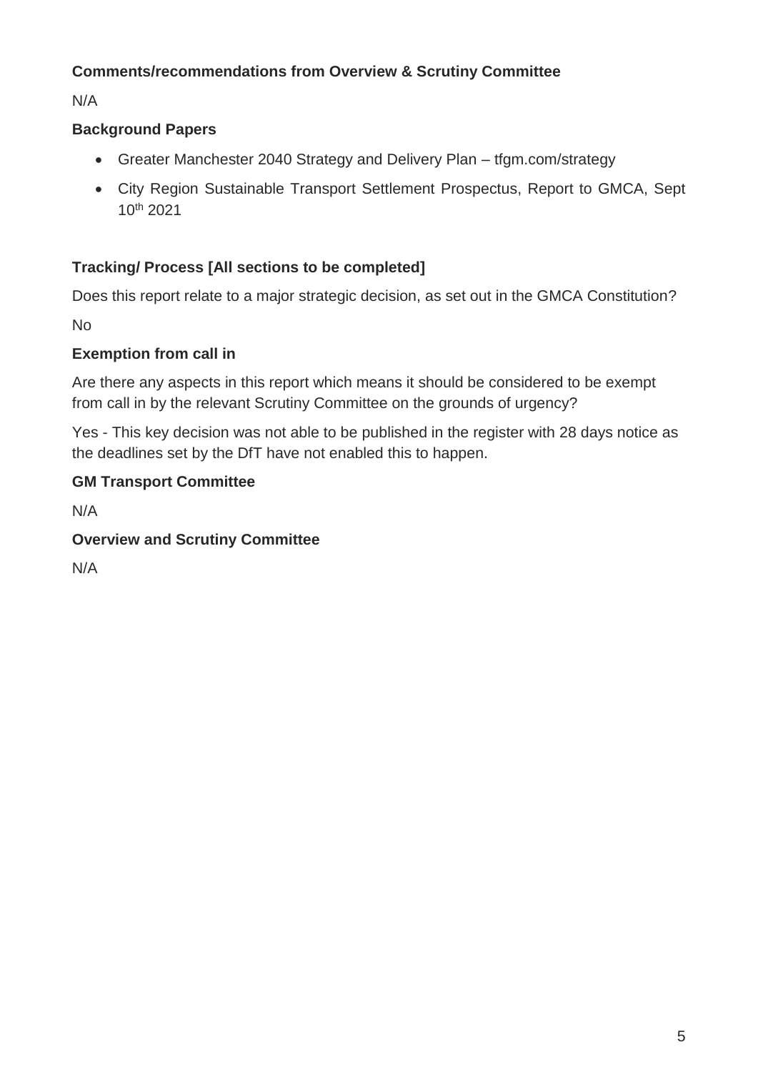**Comments/recommendations from Overview & Scrutiny Committee**

N/A

**Background Papers**

- Greater Manchester 2040 Strategy and Delivery Plan – tfgm.com/strategy
- City Region Sustainable Transport Settlement Prospectus, Report to GMCA, Sept 10th 2021

**Tracking/ Process [All sections to be completed]**

Does this report relate to a major strategic decision, as set out in the GMCA Constitution?

No

**Exemption from call in**

Are there any aspects in this report which means it should be considered to be exempt from call in by the relevant Scrutiny Committee on the grounds of urgency?

Yes - This key decision was not able to be published in the register with 28 days notice as the deadlines set by the DfT have not enabled this to happen.

**GM Transport Committee**

N/A

**Overview and Scrutiny Committee**

N/A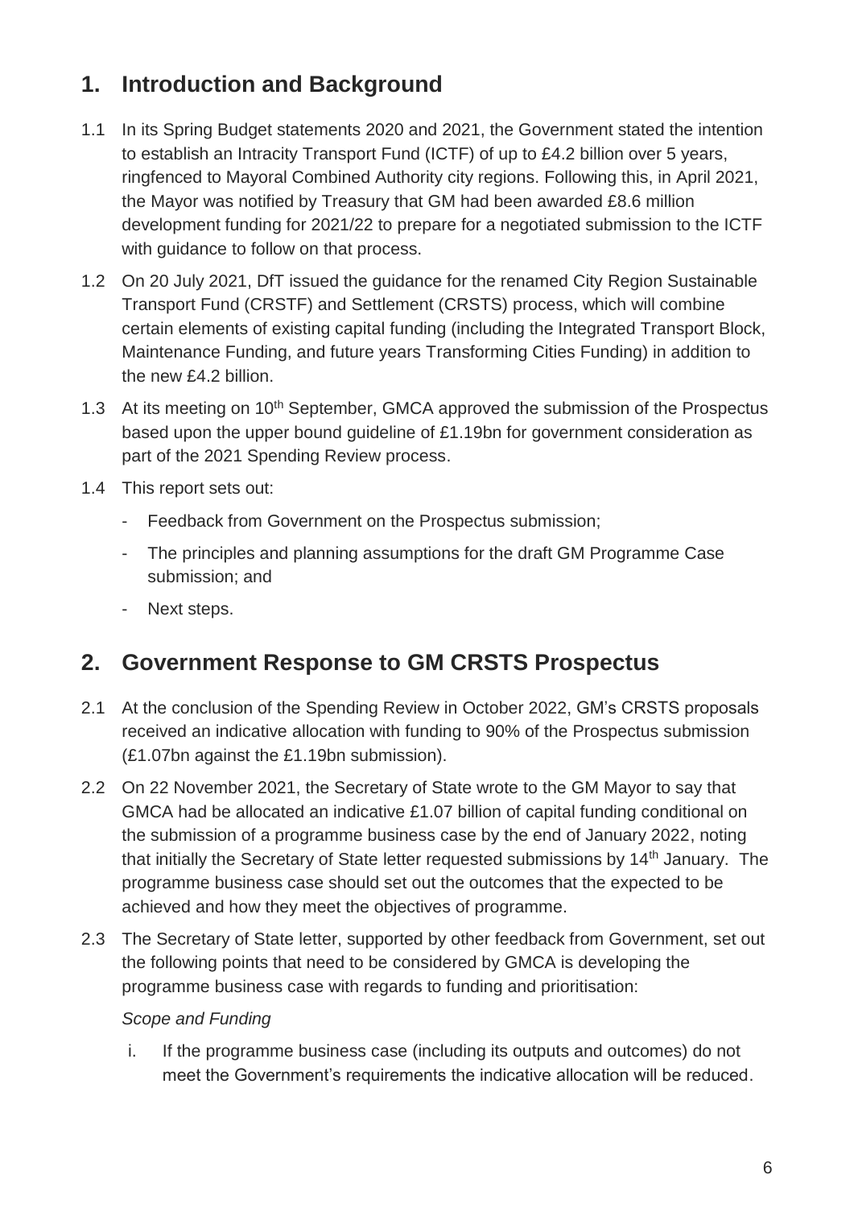## 1. Introduction and Background

1.1 In its Spring Budget statements 2020 and 2021, the Government stated the intention to establish an Intracity Transport Fund (ICTF) of up to £4.2 billion over 5 years, ringfenced to Mayoral Combined Authority city regions. Following this, in April 2021, the Mayor was notified by Treasury that GM had been awarded £8.6 million development funding for 2021/22 to prepare for a negotiated submission to the ICTF with guidance to follow on that process.

1.2 On 20 July 2021, DfT issued the guidance for the renamed City Region Sustainable Transport Fund (CRSTF) and Settlement (CRSTS) process, which will combine certain elements of existing capital funding (including the Integrated Transport Block, Maintenance Funding, and future years Transforming Cities Funding) in addition to the new £4.2 billion.

1.3 At its meeting on 10th September, GMCA approved the submission of the Prospectus based upon the upper bound guideline of £1.19bn for government consideration as part of the 2021 Spending Review process.

1.4 This report sets out:

- Feedback from Government on the Prospectus submission;
- The principles and planning assumptions for the draft GM Programme Case submission; and
- Next steps.

## 2. Government Response to GM CRSTS Prospectus

2.1 At the conclusion of the Spending Review in October 2022, GM's CRSTS proposals received an indicative allocation with funding to 90% of the Prospectus submission (£1.07bn against the £1.19bn submission).

2.2 On 22 November 2021, the Secretary of State wrote to the GM Mayor to say that GMCA had be allocated an indicative £1.07 billion of capital funding conditional on the submission of a programme business case by the end of January 2022, noting that initially the Secretary of State letter requested submissions by 14th January. The programme business case should set out the outcomes that the expected to be achieved and how they meet the objectives of programme.

2.3 The Secretary of State letter, supported by other feedback from Government, set out the following points that need to be considered by GMCA is developing the programme business case with regards to funding and prioritisation:

*Scope and Funding*

i. If the programme business case (including its outputs and outcomes) do not meet the Government's requirements the indicative allocation will be reduced.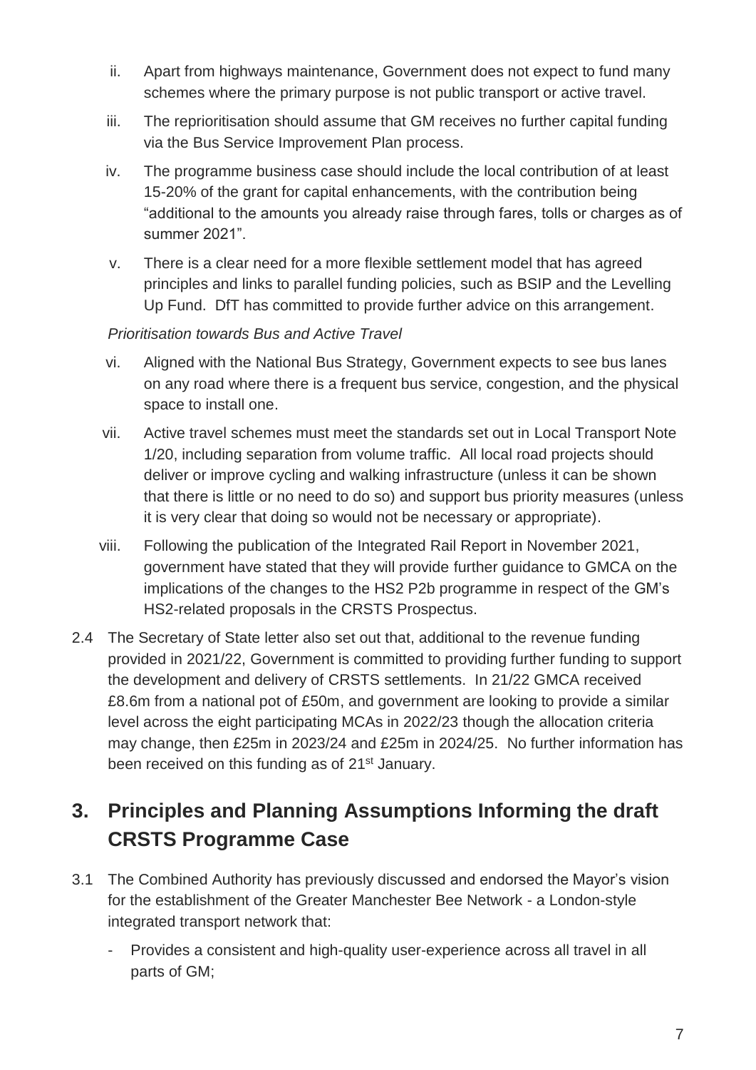ii. Apart from highways maintenance, Government does not expect to fund many schemes where the primary purpose is not public transport or active travel.

iii. The reprioritisation should assume that GM receives no further capital funding via the Bus Service Improvement Plan process.

iv. The programme business case should include the local contribution of at least 15-20% of the grant for capital enhancements, with the contribution being "additional to the amounts you already raise through fares, tolls or charges as of summer 2021".

v. There is a clear need for a more flexible settlement model that has agreed principles and links to parallel funding policies, such as BSIP and the Levelling Up Fund. DfT has committed to provide further advice on this arrangement.

*Prioritisation towards Bus and Active Travel*

vi. Aligned with the National Bus Strategy, Government expects to see bus lanes on any road where there is a frequent bus service, congestion, and the physical space to install one.

vii. Active travel schemes must meet the standards set out in Local Transport Note 1/20, including separation from volume traffic. All local road projects should deliver or improve cycling and walking infrastructure (unless it can be shown that there is little or no need to do so) and support bus priority measures (unless it is very clear that doing so would not be necessary or appropriate).

viii. Following the publication of the Integrated Rail Report in November 2021, government have stated that they will provide further guidance to GMCA on the implications of the changes to the HS2 P2b programme in respect of the GM's HS2-related proposals in the CRSTS Prospectus.

2.4 The Secretary of State letter also set out that, additional to the revenue funding provided in 2021/22, Government is committed to providing further funding to support the development and delivery of CRSTS settlements. In 21/22 GMCA received £8.6m from a national pot of £50m, and government are looking to provide a similar level across the eight participating MCAs in 2022/23 though the allocation criteria may change, then £25m in 2023/24 and £25m in 2024/25. No further information has been received on this funding as of 21st January.

## 3. Principles and Planning Assumptions Informing the draft CRSTS Programme Case

3.1 The Combined Authority has previously discussed and endorsed the Mayor's vision for the establishment of the Greater Manchester Bee Network - a London-style integrated transport network that:

- Provides a consistent and high-quality user-experience across all travel in all parts of GM;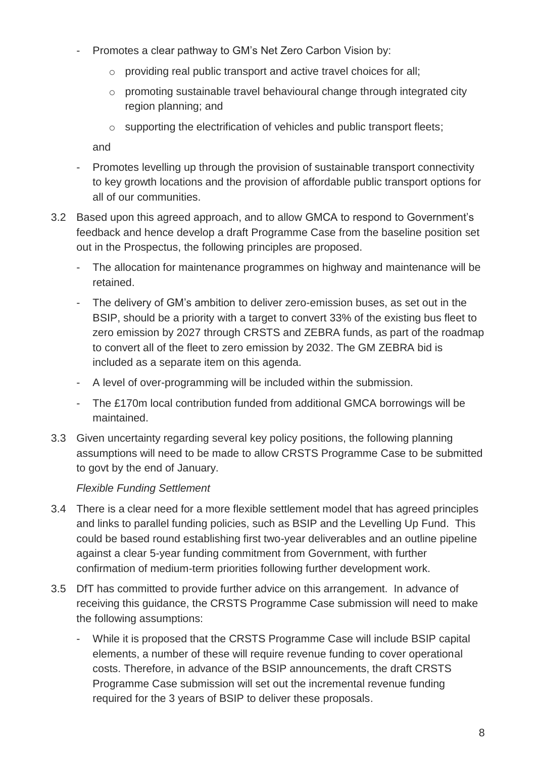- Promotes a clear pathway to GM's Net Zero Carbon Vision by:
  - providing real public transport and active travel choices for all;
  - promoting sustainable travel behavioural change through integrated city region planning; and
  - supporting the electrification of vehicles and public transport fleets;

  and
- Promotes levelling up through the provision of sustainable transport connectivity to key growth locations and the provision of affordable public transport options for all of our communities.

3.2 Based upon this agreed approach, and to allow GMCA to respond to Government's feedback and hence develop a draft Programme Case from the baseline position set out in the Prospectus, the following principles are proposed.

- The allocation for maintenance programmes on highway and maintenance will be retained.
- The delivery of GM's ambition to deliver zero-emission buses, as set out in the BSIP, should be a priority with a target to convert 33% of the existing bus fleet to zero emission by 2027 through CRSTS and ZEBRA funds, as part of the roadmap to convert all of the fleet to zero emission by 2032. The GM ZEBRA bid is included as a separate item on this agenda.
- A level of over-programming will be included within the submission.
- The £170m local contribution funded from additional GMCA borrowings will be maintained.

3.3 Given uncertainty regarding several key policy positions, the following planning assumptions will need to be made to allow CRSTS Programme Case to be submitted to govt by the end of January.

*Flexible Funding Settlement*

3.4 There is a clear need for a more flexible settlement model that has agreed principles and links to parallel funding policies, such as BSIP and the Levelling Up Fund. This could be based round establishing first two-year deliverables and an outline pipeline against a clear 5-year funding commitment from Government, with further confirmation of medium-term priorities following further development work.

3.5 DfT has committed to provide further advice on this arrangement. In advance of receiving this guidance, the CRSTS Programme Case submission will need to make the following assumptions:

- While it is proposed that the CRSTS Programme Case will include BSIP capital elements, a number of these will require revenue funding to cover operational costs. Therefore, in advance of the BSIP announcements, the draft CRSTS Programme Case submission will set out the incremental revenue funding required for the 3 years of BSIP to deliver these proposals.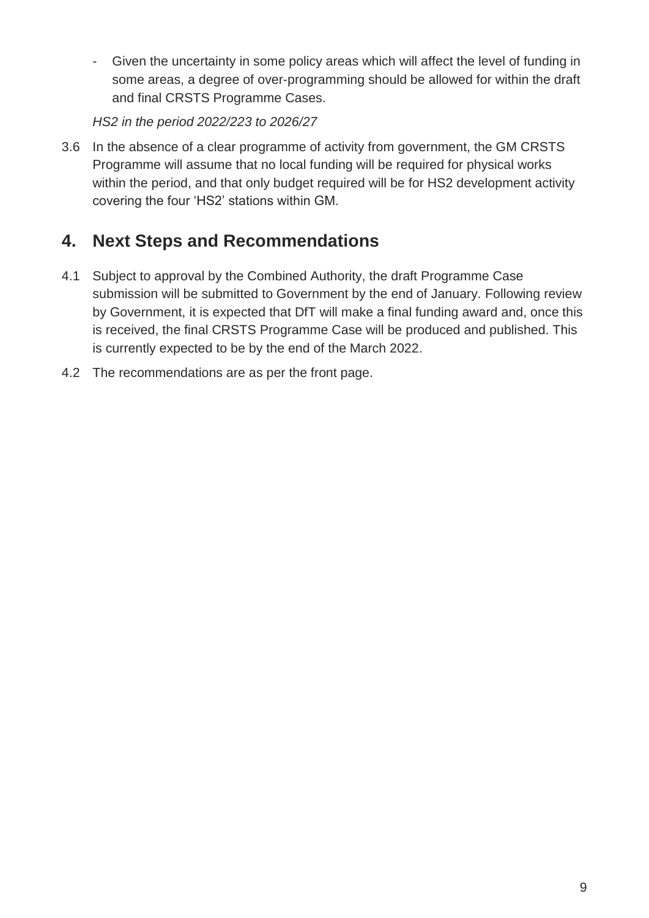- Given the uncertainty in some policy areas which will affect the level of funding in some areas, a degree of over-programming should be allowed for within the draft and final CRSTS Programme Cases.

*HS2 in the period 2022/223 to 2026/27*

3.6 In the absence of a clear programme of activity from government, the GM CRSTS Programme will assume that no local funding will be required for physical works within the period, and that only budget required will be for HS2 development activity covering the four 'HS2' stations within GM.

## 4. Next Steps and Recommendations

4.1 Subject to approval by the Combined Authority, the draft Programme Case submission will be submitted to Government by the end of January. Following review by Government, it is expected that DfT will make a final funding award and, once this is received, the final CRSTS Programme Case will be produced and published. This is currently expected to be by the end of the March 2022.

4.2 The recommendations are as per the front page.